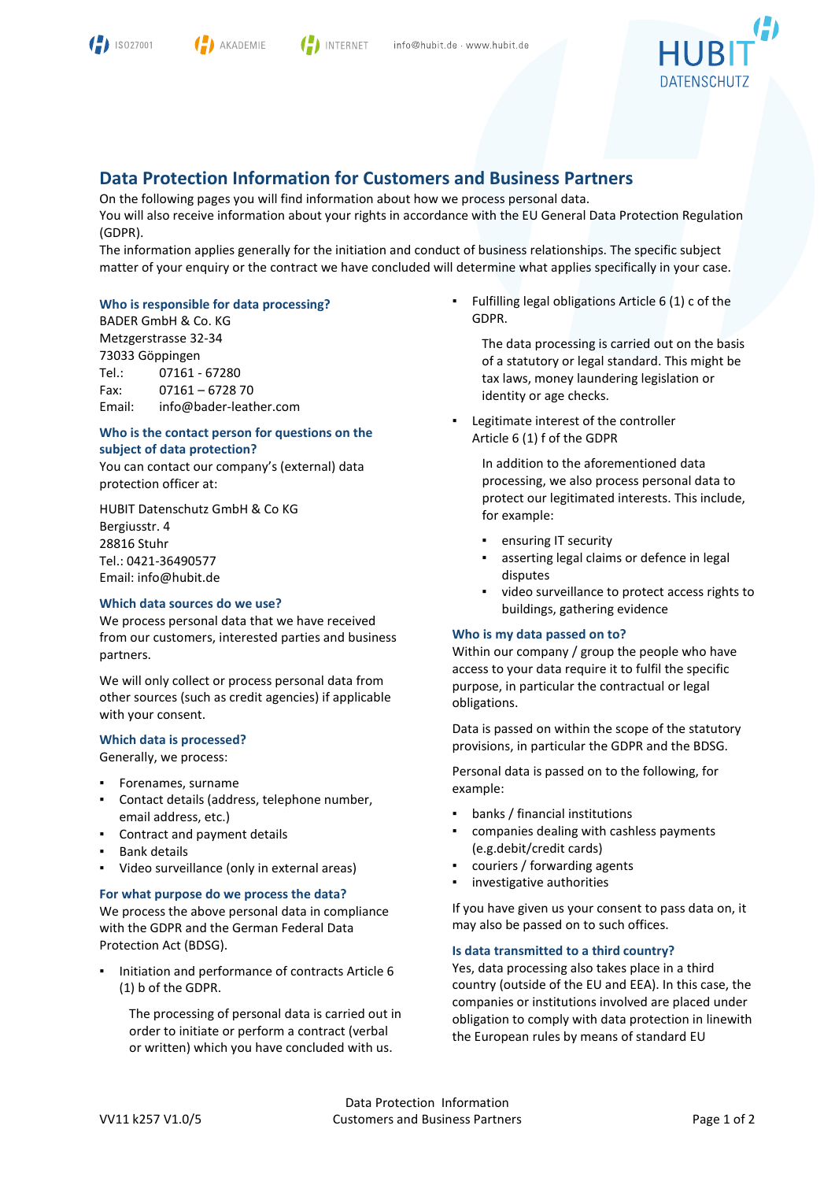# Data Protection Information for Customers and Business Partners

On the following pages you will find information about how we process personal data.
You will also receive information about your rights in accordance with the EU General Data Protection Regulation (GDPR).
The information applies generally for the initiation and conduct of business relationships. The specific subject matter of your enquiry or the contract we have concluded will determine what applies specifically in your case.

### Who is responsible for data processing?

BADER GmbH & Co. KG
Metzgerstrasse 32-34
73033 Göppingen
Tel.: 07161 - 67280
Fax: 07161 – 6728 70
Email: info@bader-leather.com

### Who is the contact person for questions on the subject of data protection?

You can contact our company's (external) data protection officer at:

HUBIT Datenschutz GmbH & Co KG
Bergiusstr. 4
28816 Stuhr
Tel.: 0421-36490577
Email: info@hubit.de

### Which data sources do we use?

We process personal data that we have received from our customers, interested parties and business partners.

We will only collect or process personal data from other sources (such as credit agencies) if applicable with your consent.

### Which data is processed?

Generally, we process:

- Forenames, surname
- Contact details (address, telephone number, email address, etc.)
- Contract and payment details
- Bank details
- Video surveillance (only in external areas)

### For what purpose do we process the data?

We process the above personal data in compliance with the GDPR and the German Federal Data Protection Act (BDSG).

- Initiation and performance of contracts Article 6 (1) b of the GDPR.

  The processing of personal data is carried out in order to initiate or perform a contract (verbal or written) which you have concluded with us.

- Fulfilling legal obligations Article 6 (1) c of the GDPR.

  The data processing is carried out on the basis of a statutory or legal standard. This might be tax laws, money laundering legislation or identity or age checks.

- Legitimate interest of the controller Article 6 (1) f of the GDPR

  In addition to the aforementioned data processing, we also process personal data to protect our legitimated interests. This include, for example:

  - ensuring IT security
  - asserting legal claims or defence in legal disputes
  - video surveillance to protect access rights to buildings, gathering evidence

### Who is my data passed on to?

Within our company / group the people who have access to your data require it to fulfil the specific purpose, in particular the contractual or legal obligations.

Data is passed on within the scope of the statutory provisions, in particular the GDPR and the BDSG.

Personal data is passed on to the following, for example:

- banks / financial institutions
- companies dealing with cashless payments (e.g.debit/credit cards)
- couriers / forwarding agents
- investigative authorities

If you have given us your consent to pass data on, it may also be passed on to such offices.

### Is data transmitted to a third country?

Yes, data processing also takes place in a third country (outside of the EU and EEA). In this case, the companies or institutions involved are placed under obligation to comply with data protection in linewith the European rules by means of standard EU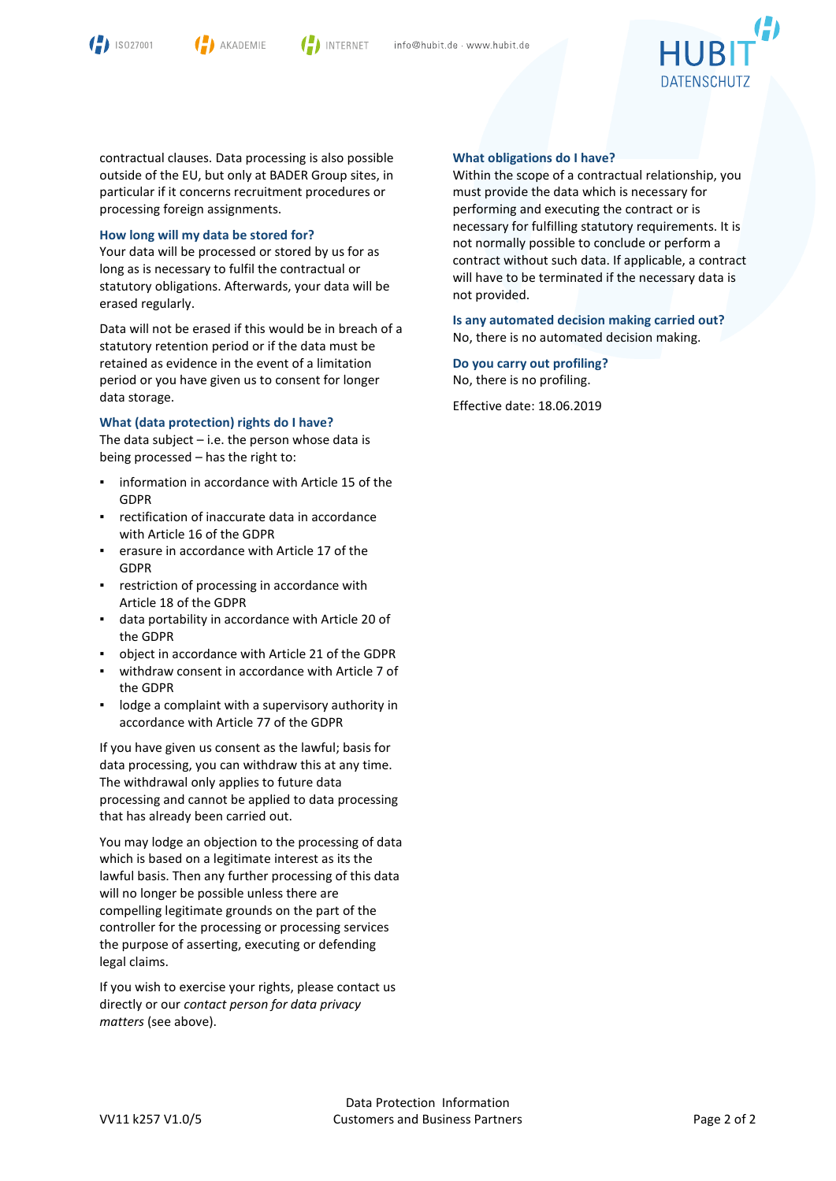contractual clauses. Data processing is also possible outside of the EU, but only at BADER Group sites, in particular if it concerns recruitment procedures or processing foreign assignments.

### How long will my data be stored for?

Your data will be processed or stored by us for as long as is necessary to fulfil the contractual or statutory obligations. Afterwards, your data will be erased regularly.

Data will not be erased if this would be in breach of a statutory retention period or if the data must be retained as evidence in the event of a limitation period or you have given us to consent for longer data storage.

### What (data protection) rights do I have?

The data subject – i.e. the person whose data is being processed – has the right to:

- information in accordance with Article 15 of the GDPR
- rectification of inaccurate data in accordance with Article 16 of the GDPR
- erasure in accordance with Article 17 of the GDPR
- restriction of processing in accordance with Article 18 of the GDPR
- data portability in accordance with Article 20 of the GDPR
- object in accordance with Article 21 of the GDPR
- withdraw consent in accordance with Article 7 of the GDPR
- lodge a complaint with a supervisory authority in accordance with Article 77 of the GDPR

If you have given us consent as the lawful; basis for data processing, you can withdraw this at any time. The withdrawal only applies to future data processing and cannot be applied to data processing that has already been carried out.

You may lodge an objection to the processing of data which is based on a legitimate interest as its the lawful basis. Then any further processing of this data will no longer be possible unless there are compelling legitimate grounds on the part of the controller for the processing or processing services the purpose of asserting, executing or defending legal claims.

If you wish to exercise your rights, please contact us directly or our *contact person for data privacy matters* (see above).

### What obligations do I have?

Within the scope of a contractual relationship, you must provide the data which is necessary for performing and executing the contract or is necessary for fulfilling statutory requirements. It is not normally possible to conclude or perform a contract without such data. If applicable, a contract will have to be terminated if the necessary data is not provided.

### Is any automated decision making carried out?

No, there is no automated decision making.

### Do you carry out profiling?

No, there is no profiling.

Effective date: 18.06.2019